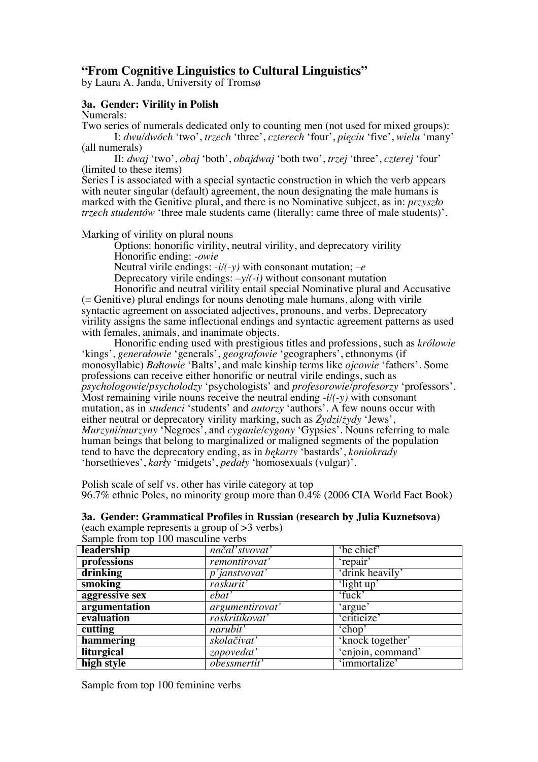# "From Cognitive Linguistics to Cultural Linguistics"

by Laura A. Janda, University of Tromsø

### 3a. Gender: Virility in Polish

Numerals:

Two series of numerals dedicated only to counting men (not used for mixed groups):

I: *dwu*/*dwóch* 'two', *trzech* 'three', *czterech* 'four', *pięciu* 'five', *wielu* 'many' (all numerals)

II: *dwaj* 'two', *obaj* 'both', *obajdwaj* 'both two', *trzej* 'three', *czterej* 'four' (limited to these items)

Series I is associated with a special syntactic construction in which the verb appears with neuter singular (default) agreement, the noun designating the male humans is marked with the Genitive plural, and there is no Nominative subject, as in: *przyszło trzech studentów* 'three male students came (literally: came three of male students)'.

Marking of virility on plural nouns

Options: honorific virility, neutral virility, and deprecatory virility

Honorific ending: *-owie*

Neutral virile endings: *-i/(-y)* with consonant mutation; *–e*

Deprecatory virile endings: *–y/(-i)* without consonant mutation

Honorific and neutral virility entail special Nominative plural and Accusative (= Genitive) plural endings for nouns denoting male humans, along with virile syntactic agreement on associated adjectives, pronouns, and verbs. Deprecatory virility assigns the same inflectional endings and syntactic agreement patterns as used with females, animals, and inanimate objects.

Honorific ending used with prestigious titles and professions, such as *królowie* 'kings', *generałowie* 'generals', *geografowie* 'geographers', ethnonyms (if monosyllabic) *Bałtowie* 'Balts', and male kinship terms like *ojcowie* 'fathers'. Some professions can receive either honorific or neutral virile endings, such as *psychologowie*/*psycholodzy* 'psychologists' and *profesorowie*/*profesorzy* 'professors'. Most remaining virile nouns receive the neutral ending *-i/(-y)* with consonant mutation, as in *studenci* 'students' and *autorzy* 'authors'. A few nouns occur with either neutral or deprecatory virility marking, such as *Żydzi*/*żydy* 'Jews', *Murzyni*/*murzyny* 'Negroes', and *cyganie*/*cygany* 'Gypsies'. Nouns referring to male human beings that belong to marginalized or maligned segments of the population tend to have the deprecatory ending, as in *bękarty* 'bastards', *koniokrady* 'horsethieves', *karły* 'midgets', *pedały* 'homosexuals (vulgar)'.

Polish scale of self vs. other has virile category at top

96.7% ethnic Poles, no minority group more than 0.4% (2006 CIA World Fact Book)

### 3a. Gender: Grammatical Profiles in Russian (research by Julia Kuznetsova)

(each example represents a group of >3 verbs)

Sample from top 100 masculine verbs

| | | |
|---|---|---|
| **leadership** | *načal'stvovat'* | 'be chief' |
| **professions** | *remontirovat'* | 'repair' |
| **drinking** | *p'janstvovat'* | 'drink heavily' |
| **smoking** | *raskurit'* | 'light up' |
| **aggressive sex** | *ebat'* | 'fuck' |
| **argumentation** | *argumentirovat'* | 'argue' |
| **evaluation** | *raskritikovat'* | 'criticize' |
| **cutting** | *narubit'* | 'chop' |
| **hammering** | *skolačivat'* | 'knock together' |
| **liturgical** | *zapovedat'* | 'enjoin, command' |
| **high style** | *obessmertit'* | 'immortalize' |

Sample from top 100 feminine verbs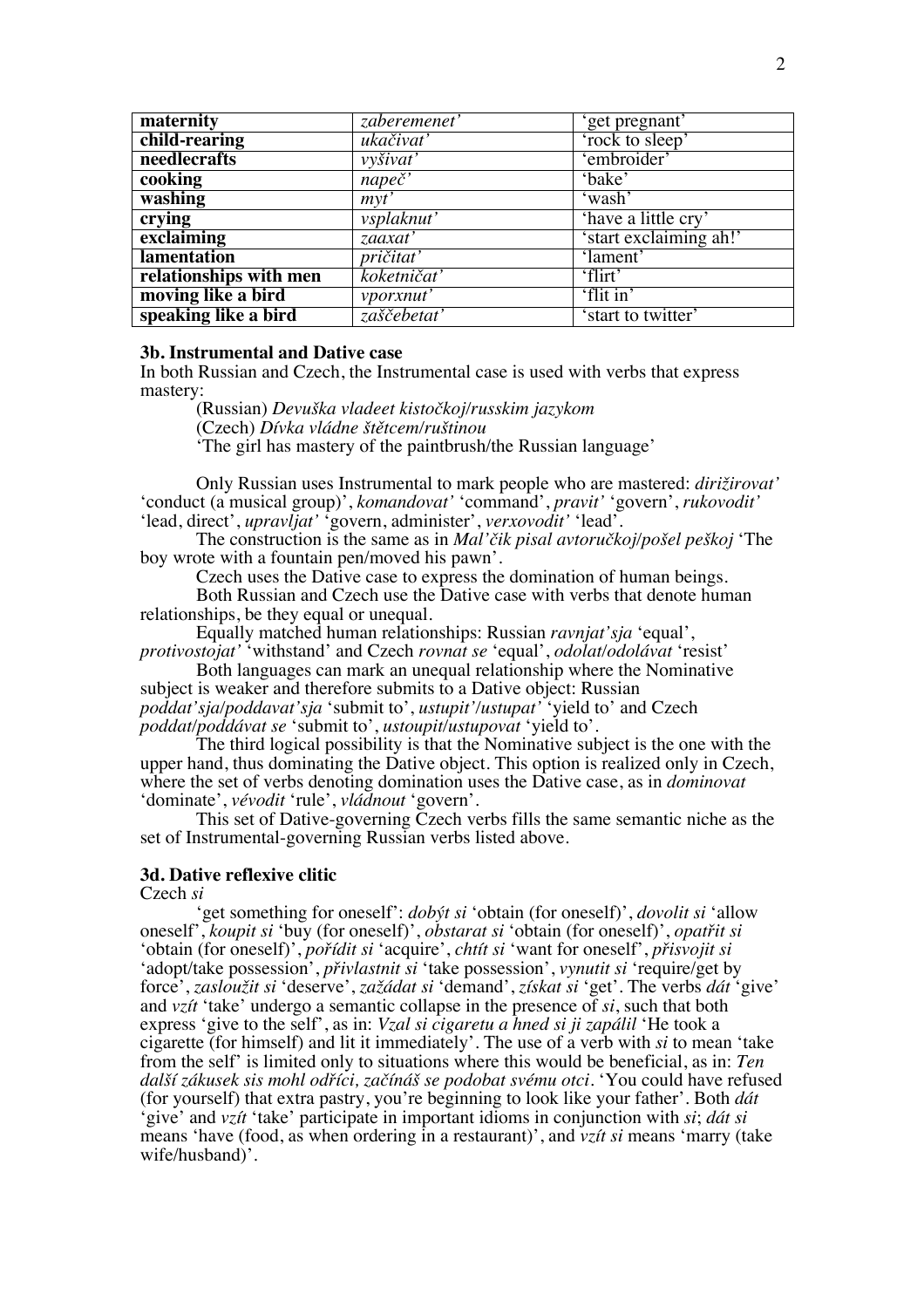| maternity | *zaberemenet'* | 'get pregnant' |
|---|---|---|
| child-rearing | *ukačivat'* | 'rock to sleep' |
| needlecrafts | *vyšivat'* | 'embroider' |
| cooking | *napeč'* | 'bake' |
| washing | *myt'* | 'wash' |
| crying | *vsplaknut'* | 'have a little cry' |
| exclaiming | *zaaxat'* | 'start exclaiming ah!' |
| lamentation | *pričitat'* | 'lament' |
| relationships with men | *koketničat'* | 'flirt' |
| moving like a bird | *vporxnut'* | 'flit in' |
| speaking like a bird | *zaščebetat'* | 'start to twitter' |

### 3b. Instrumental and Dative case

In both Russian and Czech, the Instrumental case is used with verbs that express mastery:

(Russian) *Devuška vladeet kistočkoj/russkim jazykom*
(Czech) *Dívka vládne štětcem/ruštinou*
'The girl has mastery of the paintbrush/the Russian language'

Only Russian uses Instrumental to mark people who are mastered: *dirižirovat'* 'conduct (a musical group)', *komandovat'* 'command', *pravit'* 'govern', *rukovodit'* 'lead, direct', *upravljat'* 'govern, administer', *verxovodit'* 'lead'.

The construction is the same as in *Mal'čik pisal avtoručkoj/pošel peškoj* 'The boy wrote with a fountain pen/moved his pawn'.

Czech uses the Dative case to express the domination of human beings.

Both Russian and Czech use the Dative case with verbs that denote human relationships, be they equal or unequal.

Equally matched human relationships: Russian *ravnjat'sja* 'equal', *protivostojat'* 'withstand' and Czech *rovnat se* 'equal', *odolat/odolávat* 'resist'

Both languages can mark an unequal relationship where the Nominative subject is weaker and therefore submits to a Dative object: Russian *poddat'sja/poddavat'sja* 'submit to', *ustupit'/ustupat'* 'yield to' and Czech *poddat/poddávat se* 'submit to', *ustoupit/ustupovat* 'yield to'.

The third logical possibility is that the Nominative subject is the one with the upper hand, thus dominating the Dative object. This option is realized only in Czech, where the set of verbs denoting domination uses the Dative case, as in *dominovat* 'dominate', *vévodit* 'rule', *vládnout* 'govern'.

This set of Dative-governing Czech verbs fills the same semantic niche as the set of Instrumental-governing Russian verbs listed above.

### 3d. Dative reflexive clitic

Czech *si*

'get something for oneself': *dobýt si* 'obtain (for oneself)', *dovolit si* 'allow oneself', *koupit si* 'buy (for oneself)', *obstarat si* 'obtain (for oneself)', *opatřit si* 'obtain (for oneself)', *pořídit si* 'acquire', *chtít si* 'want for oneself', *přisvojit si* 'adopt/take possession', *přivlastnit si* 'take possession', *vynutit si* 'require/get by force', *zasloužit si* 'deserve', *zažádat si* 'demand', *získat si* 'get'. The verbs *dát* 'give' and *vzít* 'take' undergo a semantic collapse in the presence of *si*, such that both express 'give to the self', as in: *Vzal si cigaretu a hned si ji zapálil* 'He took a cigarette (for himself) and lit it immediately'. The use of a verb with *si* to mean 'take from the self' is limited only to situations where this would be beneficial, as in: *Ten další zákusek sis mohl odříci, začínáš se podobat svému otci*. 'You could have refused (for yourself) that extra pastry, you're beginning to look like your father'. Both *dát* 'give' and *vzít* 'take' participate in important idioms in conjunction with *si*; *dát si* means 'have (food, as when ordering in a restaurant)', and *vzít si* means 'marry (take wife/husband)'.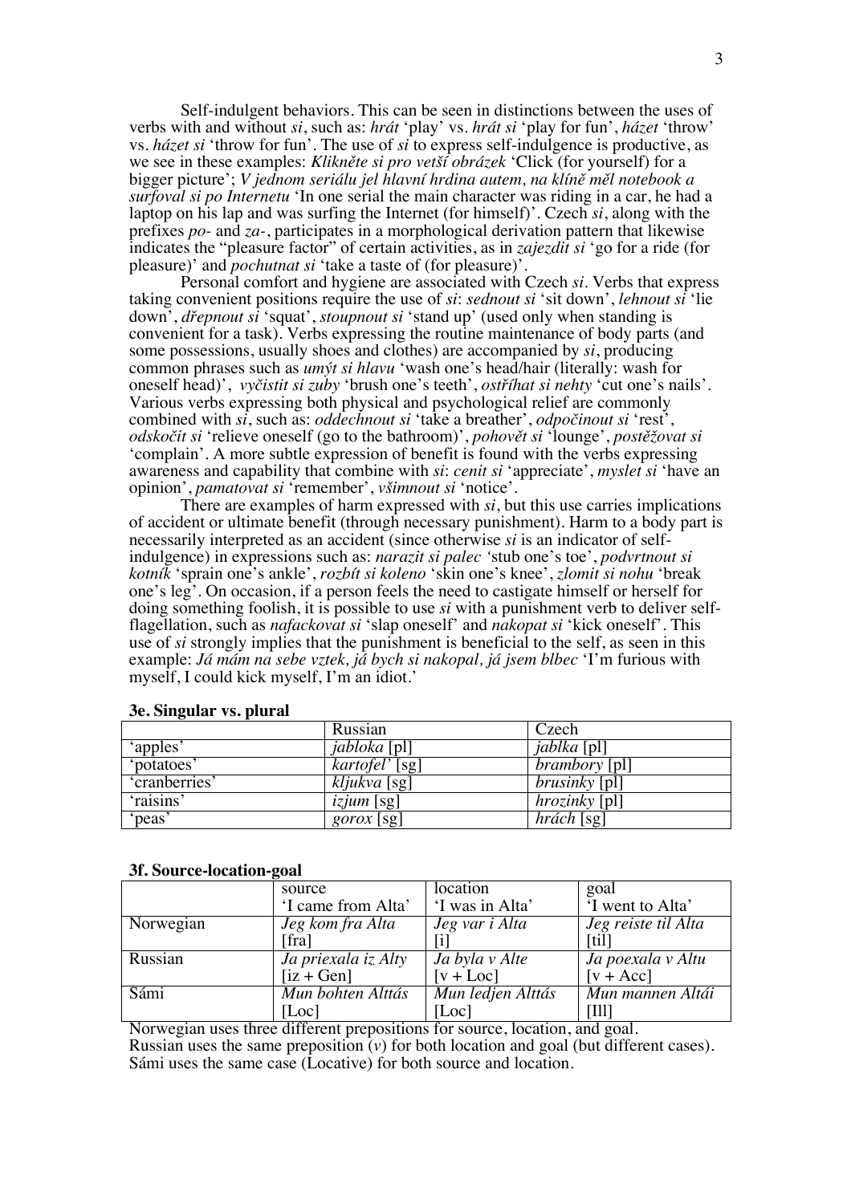Self-indulgent behaviors. This can be seen in distinctions between the uses of verbs with and without *si*, such as: *hrát* 'play' vs. *hrát si* 'play for fun', *házet* 'throw' vs. *házet si* 'throw for fun'. The use of *si* to express self-indulgence is productive, as we see in these examples: *Klikněte si pro vetší obrázek* 'Click (for yourself) for a bigger picture'; *V jednom seriálu jel hlavní hrdina autem, na klíně měl notebook a surfoval si po Internetu* 'In one serial the main character was riding in a car, he had a laptop on his lap and was surfing the Internet (for himself)'. Czech *si*, along with the prefixes *po-* and *za-*, participates in a morphological derivation pattern that likewise indicates the "pleasure factor" of certain activities, as in *zajezdit si* 'go for a ride (for pleasure)' and *pochutnat si* 'take a taste of (for pleasure)'.

Personal comfort and hygiene are associated with Czech *si*. Verbs that express taking convenient positions require the use of *si*: *sednout si* 'sit down', *lehnout si* 'lie down', *dřepnout si* 'squat', *stoupnout si* 'stand up' (used only when standing is convenient for a task). Verbs expressing the routine maintenance of body parts (and some possessions, usually shoes and clothes) are accompanied by *si*, producing common phrases such as *umýt si hlavu* 'wash one's head/hair (literally: wash for oneself head)', *vyčistit si zuby* 'brush one's teeth', *ostříhat si nehty* 'cut one's nails'. Various verbs expressing both physical and psychological relief are commonly combined with *si*, such as: *oddechnout si* 'take a breather', *odpočinout si* 'rest', *odskočit si* 'relieve oneself (go to the bathroom)', *pohovět si* 'lounge', *postěžovat si* 'complain'. A more subtle expression of benefit is found with the verbs expressing awareness and capability that combine with *si*: *cenit si* 'appreciate', *myslet si* 'have an opinion', *pamatovat si* 'remember', *všimnout si* 'notice'.

There are examples of harm expressed with *si*, but this use carries implications of accident or ultimate benefit (through necessary punishment). Harm to a body part is necessarily interpreted as an accident (since otherwise *si* is an indicator of self-indulgence) in expressions such as: *narazit si palec* 'stub one's toe', *podvrtnout si kotník* 'sprain one's ankle', *rozbít si koleno* 'skin one's knee', *zlomit si nohu* 'break one's leg'. On occasion, if a person feels the need to castigate himself or herself for doing something foolish, it is possible to use *si* with a punishment verb to deliver self-flagellation, such as *nafackovat si* 'slap oneself' and *nakopat si* 'kick oneself'. This use of *si* strongly implies that the punishment is beneficial to the self, as seen in this example: *Já mám na sebe vztek, já bych si nakopal, já jsem blbec* 'I'm furious with myself, I could kick myself, I'm an idiot.'

**3e. Singular vs. plural**

| | Russian | Czech |
|---|---|---|
| 'apples' | *jabloka* [pl] | *jablka* [pl] |
| 'potatoes' | *kartofel'* [sg] | *brambory* [pl] |
| 'cranberries' | *kljukva* [sg] | *brusinky* [pl] |
| 'raisins' | *izjum* [sg] | *hrozinky* [pl] |
| 'peas' | *gorox* [sg] | *hrách* [sg] |

**3f. Source-location-goal**

| | source<br>'I came from Alta' | location<br>'I was in Alta' | goal<br>'I went to Alta' |
|---|---|---|---|
| Norwegian | *Jeg kom fra Alta*<br>[fra] | *Jeg var i Alta*<br>[i] | *Jeg reiste til Alta*<br>[til] |
| Russian | *Ja priexala iz Alty*<br>[iz + Gen] | *Ja byla v Alte*<br>[v + Loc] | *Ja poexala v Altu*<br>[v + Acc] |
| Sámi | *Mun bohten Alttás*<br>[Loc] | *Mun ledjen Alttás*<br>[Loc] | *Mun mannen Altái*<br>[Ill] |

Norwegian uses three different prepositions for source, location, and goal.
Russian uses the same preposition (*v*) for both location and goal (but different cases).
Sámi uses the same case (Locative) for both source and location.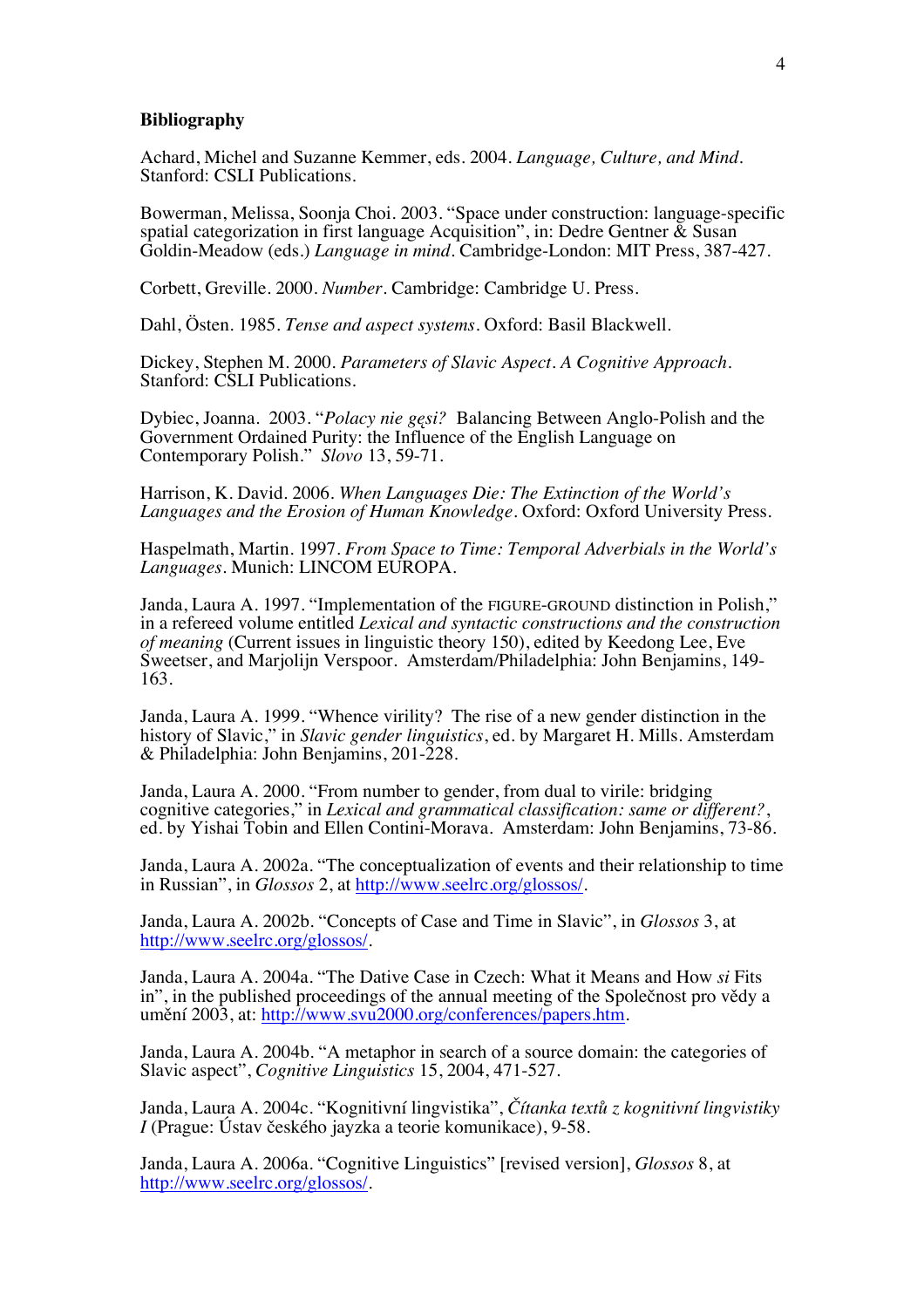**Bibliography**

Achard, Michel and Suzanne Kemmer, eds. 2004. *Language, Culture, and Mind*. Stanford: CSLI Publications.

Bowerman, Melissa, Soonja Choi. 2003. "Space under construction: language-specific spatial categorization in first language Acquisition", in: Dedre Gentner & Susan Goldin-Meadow (eds.) *Language in mind*. Cambridge-London: MIT Press, 387-427.

Corbett, Greville. 2000. *Number*. Cambridge: Cambridge U. Press.

Dahl, Östen. 1985. *Tense and aspect systems*. Oxford: Basil Blackwell.

Dickey, Stephen M. 2000. *Parameters of Slavic Aspect. A Cognitive Approach*. Stanford: CSLI Publications.

Dybiec, Joanna. 2003. "*Polacy nie gęsi?* Balancing Between Anglo-Polish and the Government Ordained Purity: the Influence of the English Language on Contemporary Polish." *Slovo* 13, 59-71.

Harrison, K. David. 2006. *When Languages Die: The Extinction of the World's Languages and the Erosion of Human Knowledge*. Oxford: Oxford University Press.

Haspelmath, Martin. 1997. *From Space to Time: Temporal Adverbials in the World's Languages*. Munich: LINCOM EUROPA.

Janda, Laura A. 1997. "Implementation of the FIGURE-GROUND distinction in Polish," in a refereed volume entitled *Lexical and syntactic constructions and the construction of meaning* (Current issues in linguistic theory 150), edited by Keedong Lee, Eve Sweetser, and Marjolijn Verspoor. Amsterdam/Philadelphia: John Benjamins, 149-163.

Janda, Laura A. 1999. "Whence virility? The rise of a new gender distinction in the history of Slavic," in *Slavic gender linguistics*, ed. by Margaret H. Mills. Amsterdam & Philadelphia: John Benjamins, 201-228.

Janda, Laura A. 2000. "From number to gender, from dual to virile: bridging cognitive categories," in *Lexical and grammatical classification: same or different?*, ed. by Yishai Tobin and Ellen Contini-Morava. Amsterdam: John Benjamins, 73-86.

Janda, Laura A. 2002a. "The conceptualization of events and their relationship to time in Russian", in *Glossos* 2, at http://www.seelrc.org/glossos/.

Janda, Laura A. 2002b. "Concepts of Case and Time in Slavic", in *Glossos* 3, at http://www.seelrc.org/glossos/.

Janda, Laura A. 2004a. "The Dative Case in Czech: What it Means and How *si* Fits in", in the published proceedings of the annual meeting of the Společnost pro vědy a umění 2003, at: http://www.svu2000.org/conferences/papers.htm.

Janda, Laura A. 2004b. "A metaphor in search of a source domain: the categories of Slavic aspect", *Cognitive Linguistics* 15, 2004, 471-527.

Janda, Laura A. 2004c. "Kognitivní lingvistika", *Čítanka textů z kognitivní lingvistiky I* (Prague: Ústav českého jayzka a teorie komunikace), 9-58.

Janda, Laura A. 2006a. "Cognitive Linguistics" [revised version], *Glossos* 8, at http://www.seelrc.org/glossos/.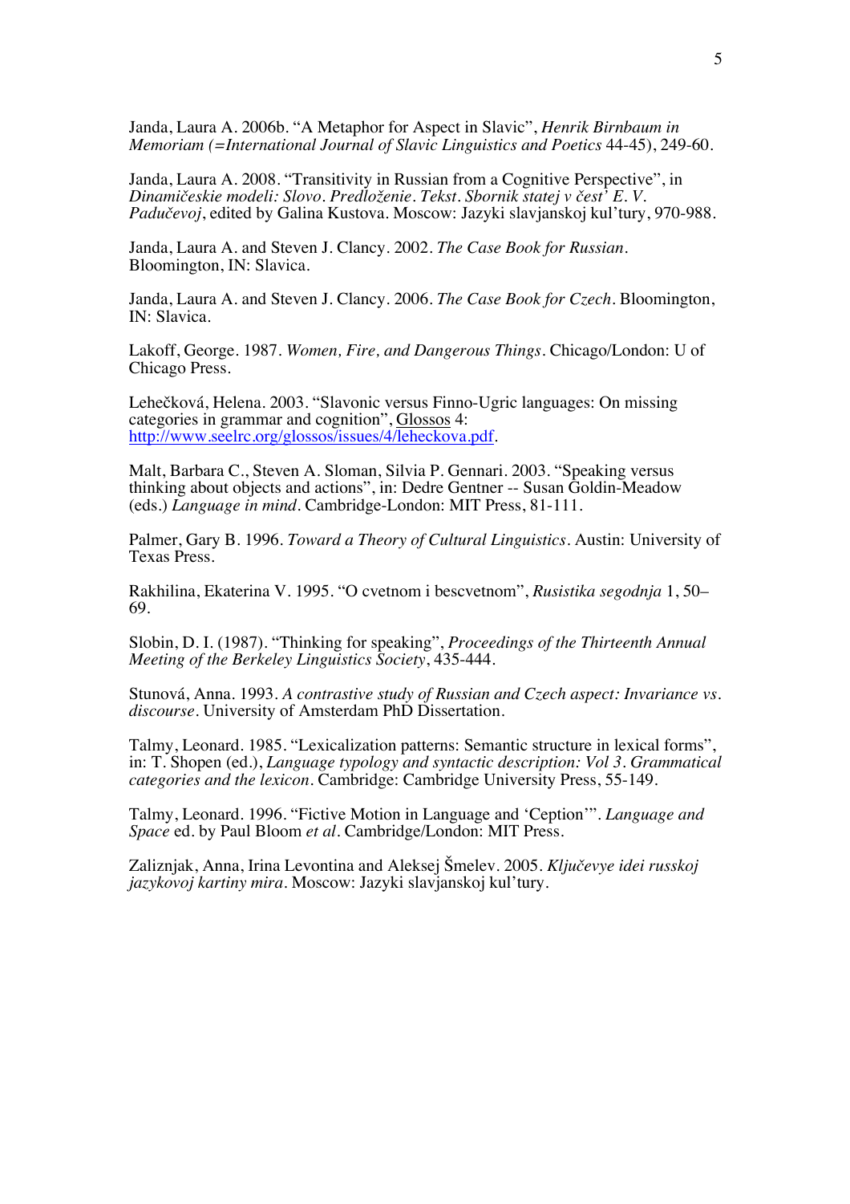Janda, Laura A. 2006b. “A Metaphor for Aspect in Slavic”, *Henrik Birnbaum in Memoriam (=International Journal of Slavic Linguistics and Poetics* 44-45), 249-60.

Janda, Laura A. 2008. “Transitivity in Russian from a Cognitive Perspective”, in *Dinamičeskie modeli: Slovo. Predloženie. Tekst. Sbornik statej v čest' E. V. Padučevoj*, edited by Galina Kustova. Moscow: Jazyki slavjanskoj kul'tury, 970-988.

Janda, Laura A. and Steven J. Clancy. 2002. *The Case Book for Russian*. Bloomington, IN: Slavica.

Janda, Laura A. and Steven J. Clancy. 2006. *The Case Book for Czech*. Bloomington, IN: Slavica.

Lakoff, George. 1987. *Women, Fire, and Dangerous Things*. Chicago/London: U of Chicago Press.

Lehečková, Helena. 2003. “Slavonic versus Finno-Ugric languages: On missing categories in grammar and cognition”, Glossos 4: http://www.seelrc.org/glossos/issues/4/leheckova.pdf.

Malt, Barbara C., Steven A. Sloman, Silvia P. Gennari. 2003. “Speaking versus thinking about objects and actions”, in: Dedre Gentner -- Susan Goldin-Meadow (eds.) *Language in mind*. Cambridge-London: MIT Press, 81-111.

Palmer, Gary B. 1996. *Toward a Theory of Cultural Linguistics*. Austin: University of Texas Press.

Rakhilina, Ekaterina V. 1995. “O cvetnom i bescvetnom”, *Rusistika segodnja* 1, 50–69.

Slobin, D. I. (1987). “Thinking for speaking”, *Proceedings of the Thirteenth Annual Meeting of the Berkeley Linguistics Society*, 435-444.

Stunová, Anna. 1993. *A contrastive study of Russian and Czech aspect: Invariance vs. discourse*. University of Amsterdam PhD Dissertation.

Talmy, Leonard. 1985. “Lexicalization patterns: Semantic structure in lexical forms”, in: T. Shopen (ed.), *Language typology and syntactic description: Vol 3. Grammatical categories and the lexicon*. Cambridge: Cambridge University Press, 55-149.

Talmy, Leonard. 1996. “Fictive Motion in Language and ‘Ception’”. *Language and Space* ed. by Paul Bloom *et al*. Cambridge/London: MIT Press.

Zaliznjak, Anna, Irina Levontina and Aleksej Šmelev. 2005. *Ključevye idei russkoj jazykovoj kartiny mira*. Moscow: Jazyki slavjanskoj kul'tury.